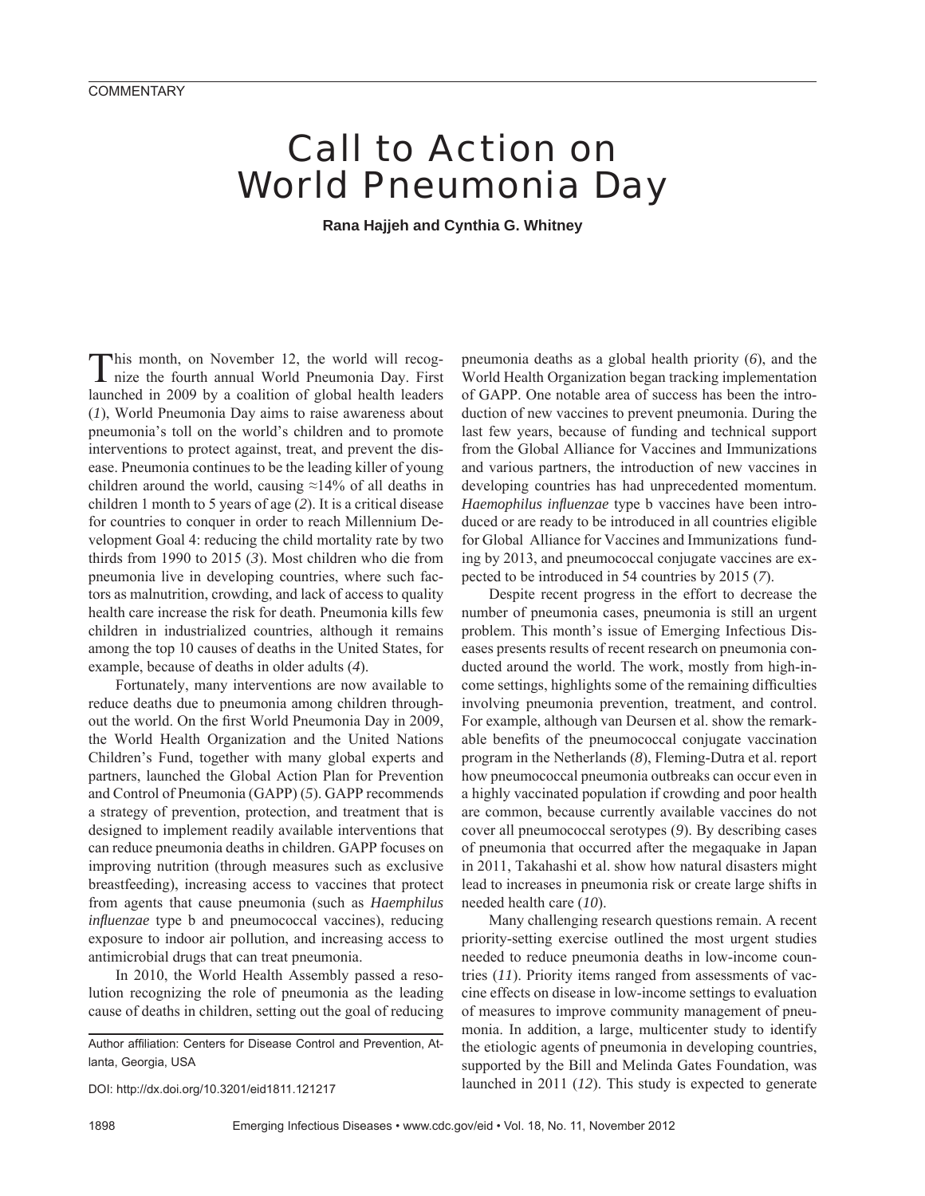COMMENTARY

# Call to Action on World Pneumonia Day

**Rana Hajjeh and Cynthia G. Whitney**

This month, on November 12, the world will recognize the fourth annual World Pneumonia Day. First launched in 2009 by a coalition of global health leaders (*1*), World Pneumonia Day aims to raise awareness about pneumonia's toll on the world's children and to promote interventions to protect against, treat, and prevent the disease. Pneumonia continues to be the leading killer of young children around the world, causing ≈14% of all deaths in children 1 month to 5 years of age (*2*). It is a critical disease for countries to conquer in order to reach Millennium Development Goal 4: reducing the child mortality rate by two thirds from 1990 to 2015 (*3*). Most children who die from pneumonia live in developing countries, where such factors as malnutrition, crowding, and lack of access to quality health care increase the risk for death. Pneumonia kills few children in industrialized countries, although it remains among the top 10 causes of deaths in the United States, for example, because of deaths in older adults (*4*).

Fortunately, many interventions are now available to reduce deaths due to pneumonia among children throughout the world. On the first World Pneumonia Day in 2009, the World Health Organization and the United Nations Children's Fund, together with many global experts and partners, launched the Global Action Plan for Prevention and Control of Pneumonia (GAPP) (*5*). GAPP recommends a strategy of prevention, protection, and treatment that is designed to implement readily available interventions that can reduce pneumonia deaths in children. GAPP focuses on improving nutrition (through measures such as exclusive breastfeeding), increasing access to vaccines that protect from agents that cause pneumonia (such as *Haemphilus influenzae* type b and pneumococcal vaccines), reducing exposure to indoor air pollution, and increasing access to antimicrobial drugs that can treat pneumonia.

In 2010, the World Health Assembly passed a resolution recognizing the role of pneumonia as the leading cause of deaths in children, setting out the goal of reducing pneumonia deaths as a global health priority (*6*), and the World Health Organization began tracking implementation of GAPP. One notable area of success has been the introduction of new vaccines to prevent pneumonia. During the last few years, because of funding and technical support from the Global Alliance for Vaccines and Immunizations and various partners, the introduction of new vaccines in developing countries has had unprecedented momentum. *Haemophilus influenzae* type b vaccines have been introduced or are ready to be introduced in all countries eligible for Global Alliance for Vaccines and Immunizations funding by 2013, and pneumococcal conjugate vaccines are expected to be introduced in 54 countries by 2015 (*7*).

Despite recent progress in the effort to decrease the number of pneumonia cases, pneumonia is still an urgent problem. This month's issue of Emerging Infectious Diseases presents results of recent research on pneumonia conducted around the world. The work, mostly from high-income settings, highlights some of the remaining difficulties involving pneumonia prevention, treatment, and control. For example, although van Deursen et al. show the remarkable benefits of the pneumococcal conjugate vaccination program in the Netherlands (*8*), Fleming-Dutra et al. report how pneumococcal pneumonia outbreaks can occur even in a highly vaccinated population if crowding and poor health are common, because currently available vaccines do not cover all pneumococcal serotypes (*9*). By describing cases of pneumonia that occurred after the megaquake in Japan in 2011, Takahashi et al. show how natural disasters might lead to increases in pneumonia risk or create large shifts in needed health care (*10*).

Many challenging research questions remain. A recent priority-setting exercise outlined the most urgent studies needed to reduce pneumonia deaths in low-income countries (*11*). Priority items ranged from assessments of vaccine effects on disease in low-income settings to evaluation of measures to improve community management of pneumonia. In addition, a large, multicenter study to identify the etiologic agents of pneumonia in developing countries, supported by the Bill and Melinda Gates Foundation, was launched in 2011 (*12*). This study is expected to generate

Author affiliation: Centers for Disease Control and Prevention, Atlanta, Georgia, USA

DOI: http://dx.doi.org/10.3201/eid1811.121217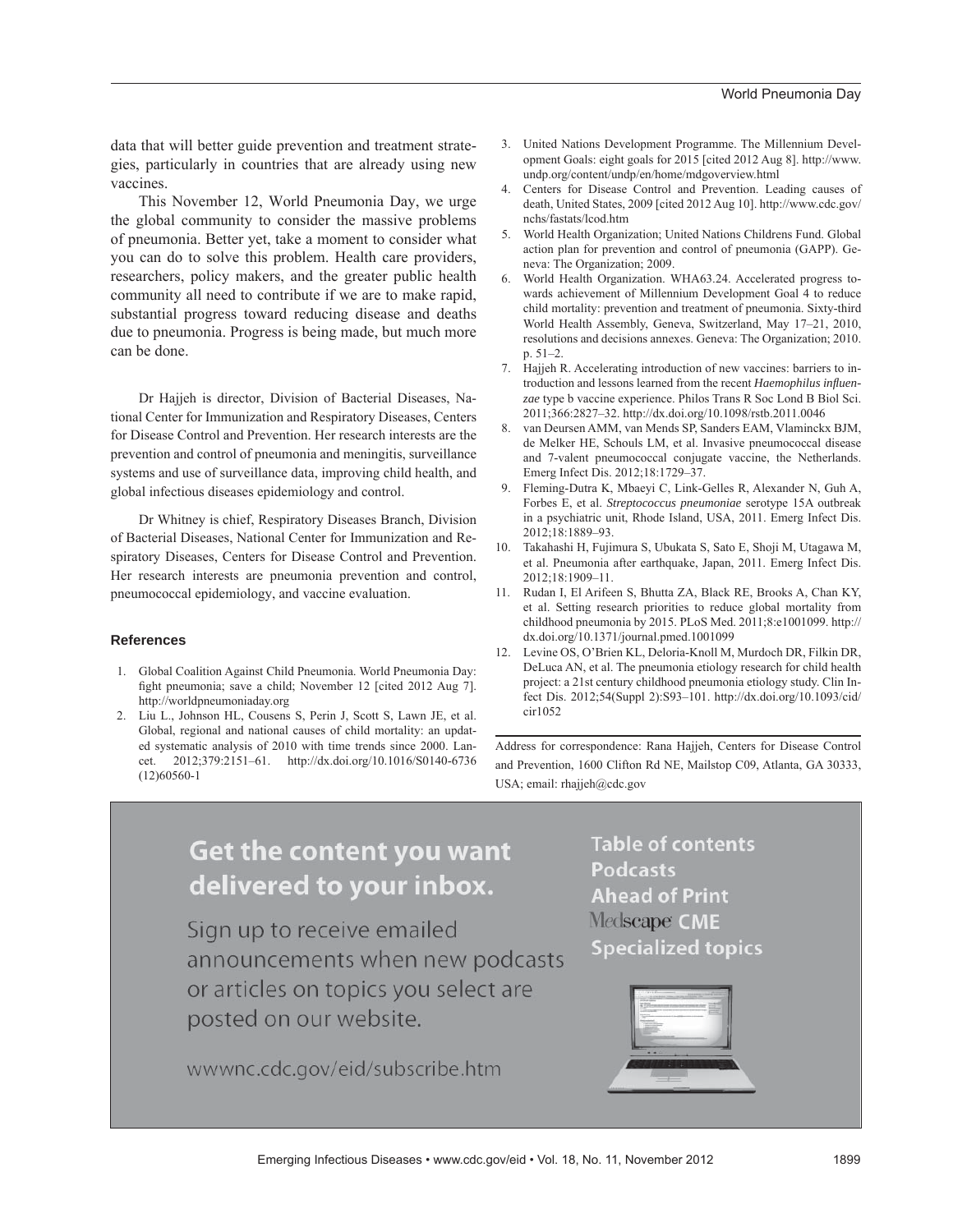data that will better guide prevention and treatment strategies, particularly in countries that are already using new vaccines.

This November 12, World Pneumonia Day, we urge the global community to consider the massive problems of pneumonia. Better yet, take a moment to consider what you can do to solve this problem. Health care providers, researchers, policy makers, and the greater public health community all need to contribute if we are to make rapid, substantial progress toward reducing disease and deaths due to pneumonia. Progress is being made, but much more can be done.

Dr Hajjeh is director, Division of Bacterial Diseases, National Center for Immunization and Respiratory Diseases, Centers for Disease Control and Prevention. Her research interests are the prevention and control of pneumonia and meningitis, surveillance systems and use of surveillance data, improving child health, and global infectious diseases epidemiology and control.

Dr Whitney is chief, Respiratory Diseases Branch, Division of Bacterial Diseases, National Center for Immunization and Respiratory Diseases, Centers for Disease Control and Prevention. Her research interests are pneumonia prevention and control, pneumococcal epidemiology, and vaccine evaluation.

## References

1. Global Coalition Against Child Pneumonia. World Pneumonia Day: fight pneumonia; save a child; November 12 [cited 2012 Aug 7]. http://worldpneumoniaday.org
2. Liu L., Johnson HL, Cousens S, Perin J, Scott S, Lawn JE, et al. Global, regional and national causes of child mortality: an updated systematic analysis of 2010 with time trends since 2000. Lancet. 2012;379:2151–61. http://dx.doi.org/10.1016/S0140-6736(12)60560-1
3. United Nations Development Programme. The Millennium Development Goals: eight goals for 2015 [cited 2012 Aug 8]. http://www.undp.org/content/undp/en/home/mdgoverview.html
4. Centers for Disease Control and Prevention. Leading causes of death, United States, 2009 [cited 2012 Aug 10]. http://www.cdc.gov/nchs/fastats/lcod.htm
5. World Health Organization; United Nations Childrens Fund. Global action plan for prevention and control of pneumonia (GAPP). Geneva: The Organization; 2009.
6. World Health Organization. WHA63.24. Accelerated progress towards achievement of Millennium Development Goal 4 to reduce child mortality: prevention and treatment of pneumonia. Sixty-third World Health Assembly, Geneva, Switzerland, May 17–21, 2010, resolutions and decisions annexes. Geneva: The Organization; 2010. p. 51–2.
7. Hajjeh R. Accelerating introduction of new vaccines: barriers to introduction and lessons learned from the recent *Haemophilus influenzae* type b vaccine experience. Philos Trans R Soc Lond B Biol Sci. 2011;366:2827–32. http://dx.doi.org/10.1098/rstb.2011.0046
8. van Deursen AMM, van Mends SP, Sanders EAM, Vlaminckx BJM, de Melker HE, Schouls LM, et al. Invasive pneumococcal disease and 7-valent pneumococcal conjugate vaccine, the Netherlands. Emerg Infect Dis. 2012;18:1729–37.
9. Fleming-Dutra K, Mbaeyi C, Link-Gelles R, Alexander N, Guh A, Forbes E, et al. *Streptococcus pneumoniae* serotype 15A outbreak in a psychiatric unit, Rhode Island, USA, 2011. Emerg Infect Dis. 2012;18:1889–93.
10. Takahashi H, Fujimura S, Ubukata S, Sato E, Shoji M, Utagawa M, et al. Pneumonia after earthquake, Japan, 2011. Emerg Infect Dis. 2012;18:1909–11.
11. Rudan I, El Arifeen S, Bhutta ZA, Black RE, Brooks A, Chan KY, et al. Setting research priorities to reduce global mortality from childhood pneumonia by 2015. PLoS Med. 2011;8:e1001099. http://dx.doi.org/10.1371/journal.pmed.1001099
12. Levine OS, O'Brien KL, Deloria-Knoll M, Murdoch DR, Filkin DR, DeLuca AN, et al. The pneumonia etiology research for child health project: a 21st century childhood pneumonia etiology study. Clin Infect Dis. 2012;54(Suppl 2):S93–101. http://dx.doi.org/10.1093/cid/cir1052

Address for correspondence: Rana Hajjeh, Centers for Disease Control and Prevention, 1600 Clifton Rd NE, Mailstop C09, Atlanta, GA 30333, USA; email: rhajjeh@cdc.gov

**Get the content you want delivered to your inbox.**

Sign up to receive emailed announcements when new podcasts or articles on topics you select are posted on our website.

wwwnc.cdc.gov/eid/subscribe.htm

**Table of contents**
**Podcasts**
**Ahead of Print**
**Medscape CME**
**Specialized topics**